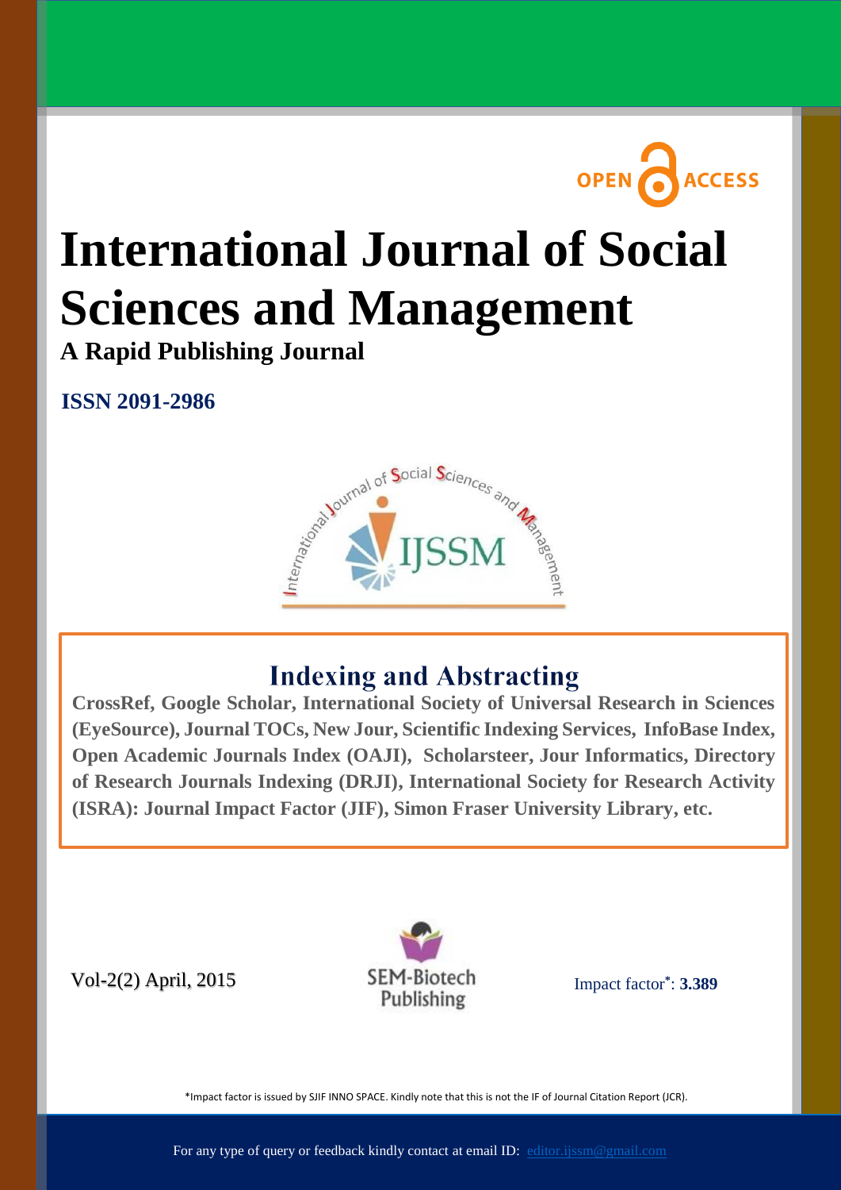OPEN ACCESS

# International Journal of Social Sciences and Management

**A Rapid Publishing Journal**

**ISSN 2091-2986**

International Journal of Social Sciences and Management

IJSSM

## Indexing and Abstracting

**CrossRef, Google Scholar, International Society of Universal Research in Sciences (EyeSource), Journal TOCs, New Jour, Scientific Indexing Services, InfoBase Index, Open Academic Journals Index (OAJI), Scholarsteer, Jour Informatics, Directory of Research Journals Indexing (DRJI), International Society for Research Activity (ISRA): Journal Impact Factor (JIF), Simon Fraser University Library, etc.**

Vol-2(2) April, 2015

SEM-Biotech Publishing

Impact factor*: **3.389**

*Impact factor is issued by SJIF INNO SPACE. Kindly note that this is not the IF of Journal Citation Report (JCR).

For any type of query or feedback kindly contact at email ID: editor.ijssm@gmail.com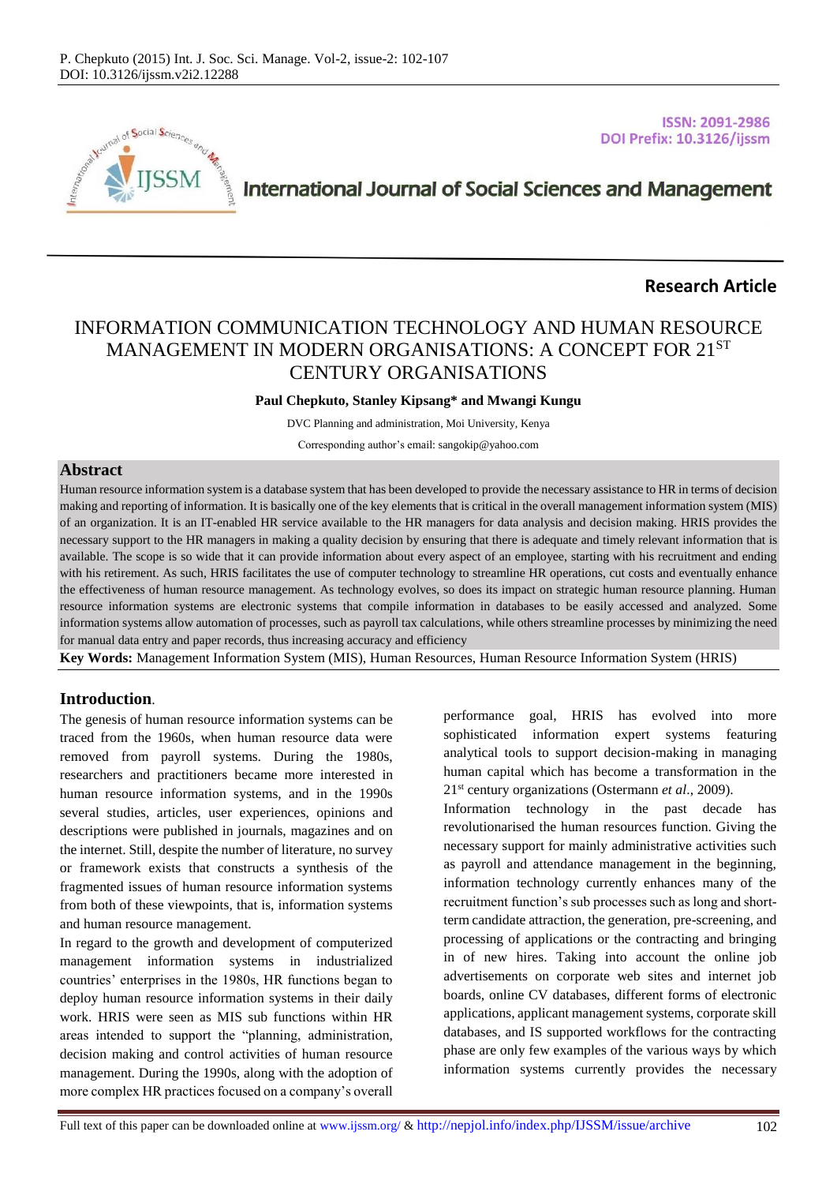**Research Article**

# INFORMATION COMMUNICATION TECHNOLOGY AND HUMAN RESOURCE MANAGEMENT IN MODERN ORGANISATIONS: A CONCEPT FOR 21ST CENTURY ORGANISATIONS

**Paul Chepkuto, Stanley Kipsang\* and Mwangi Kungu**

DVC Planning and administration, Moi University, Kenya

Corresponding author's email: sangokip@yahoo.com

## Abstract

Human resource information system is a database system that has been developed to provide the necessary assistance to HR in terms of decision making and reporting of information. It is basically one of the key elements that is critical in the overall management information system (MIS) of an organization. It is an IT-enabled HR service available to the HR managers for data analysis and decision making. HRIS provides the necessary support to the HR managers in making a quality decision by ensuring that there is adequate and timely relevant information that is available. The scope is so wide that it can provide information about every aspect of an employee, starting with his recruitment and ending with his retirement. As such, HRIS facilitates the use of computer technology to streamline HR operations, cut costs and eventually enhance the effectiveness of human resource management. As technology evolves, so does its impact on strategic human resource planning. Human resource information systems are electronic systems that compile information in databases to be easily accessed and analyzed. Some information systems allow automation of processes, such as payroll tax calculations, while others streamline processes by minimizing the need for manual data entry and paper records, thus increasing accuracy and efficiency

**Key Words:** Management Information System (MIS), Human Resources, Human Resource Information System (HRIS)

## Introduction.

The genesis of human resource information systems can be traced from the 1960s, when human resource data were removed from payroll systems. During the 1980s, researchers and practitioners became more interested in human resource information systems, and in the 1990s several studies, articles, user experiences, opinions and descriptions were published in journals, magazines and on the internet. Still, despite the number of literature, no survey or framework exists that constructs a synthesis of the fragmented issues of human resource information systems from both of these viewpoints, that is, information systems and human resource management.

In regard to the growth and development of computerized management information systems in industrialized countries' enterprises in the 1980s, HR functions began to deploy human resource information systems in their daily work. HRIS were seen as MIS sub functions within HR areas intended to support the "planning, administration, decision making and control activities of human resource management. During the 1990s, along with the adoption of more complex HR practices focused on a company's overall performance goal, HRIS has evolved into more sophisticated information expert systems featuring analytical tools to support decision-making in managing human capital which has become a transformation in the 21st century organizations (Ostermann *et al*., 2009).

Information technology in the past decade has revolutionarised the human resources function. Giving the necessary support for mainly administrative activities such as payroll and attendance management in the beginning, information technology currently enhances many of the recruitment function's sub processes such as long and short-term candidate attraction, the generation, pre-screening, and processing of applications or the contracting and bringing in of new hires. Taking into account the online job advertisements on corporate web sites and internet job boards, online CV databases, different forms of electronic applications, applicant management systems, corporate skill databases, and IS supported workflows for the contracting phase are only few examples of the various ways by which information systems currently provides the necessary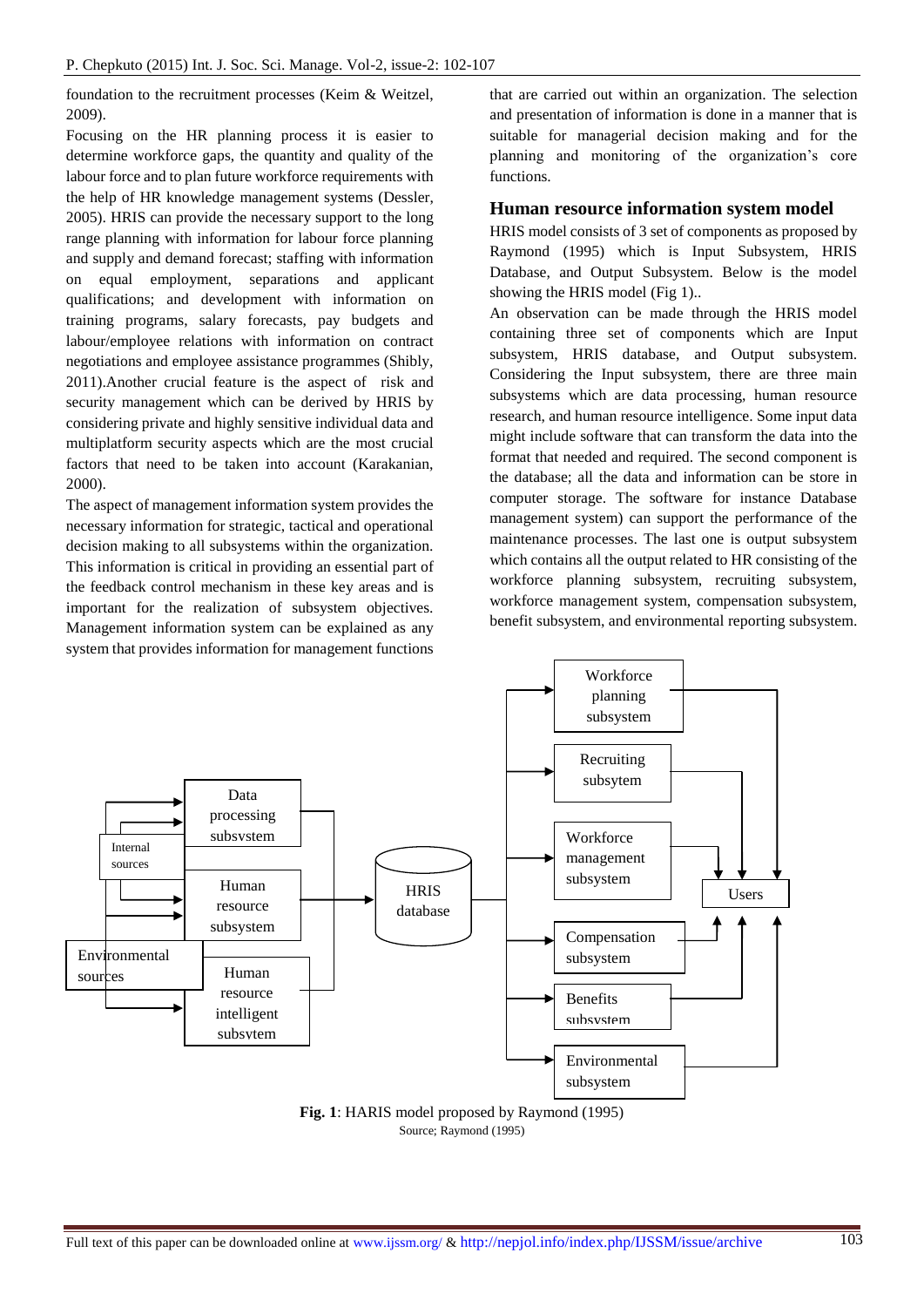foundation to the recruitment processes (Keim & Weitzel, 2009).

Focusing on the HR planning process it is easier to determine workforce gaps, the quantity and quality of the labour force and to plan future workforce requirements with the help of HR knowledge management systems (Dessler, 2005). HRIS can provide the necessary support to the long range planning with information for labour force planning and supply and demand forecast; staffing with information on equal employment, separations and applicant qualifications; and development with information on training programs, salary forecasts, pay budgets and labour/employee relations with information on contract negotiations and employee assistance programmes (Shibly, 2011).Another crucial feature is the aspect of risk and security management which can be derived by HRIS by considering private and highly sensitive individual data and multiplatform security aspects which are the most crucial factors that need to be taken into account (Karakanian, 2000).

The aspect of management information system provides the necessary information for strategic, tactical and operational decision making to all subsystems within the organization. This information is critical in providing an essential part of the feedback control mechanism in these key areas and is important for the realization of subsystem objectives. Management information system can be explained as any system that provides information for management functions that are carried out within an organization. The selection and presentation of information is done in a manner that is suitable for managerial decision making and for the planning and monitoring of the organization's core functions.

## Human resource information system model

HRIS model consists of 3 set of components as proposed by Raymond (1995) which is Input Subsystem, HRIS Database, and Output Subsystem. Below is the model showing the HRIS model (Fig 1)..

An observation can be made through the HRIS model containing three set of components which are Input subsystem, HRIS database, and Output subsystem. Considering the Input subsystem, there are three main subsystems which are data processing, human resource research, and human resource intelligence. Some input data might include software that can transform the data into the format that needed and required. The second component is the database; all the data and information can be store in computer storage. The software for instance Database management system) can support the performance of the maintenance processes. The last one is output subsystem which contains all the output related to HR consisting of the workforce planning subsystem, recruiting subsystem, workforce management system, compensation subsystem, benefit subsystem, and environmental reporting subsystem.

Internal sources | Environmental sources | Data processing subsvstem | Human resource subsystem | Human resource intelligent subsvtem | HRIS database | Workforce planning subsystem | Recruiting subsytem | Workforce management subsystem | Compensation subsystem | Benefits subsvstem | Environmental subsystem | Users

**Fig. 1**: HARIS model proposed by Raymond (1995)

Source; Raymond (1995)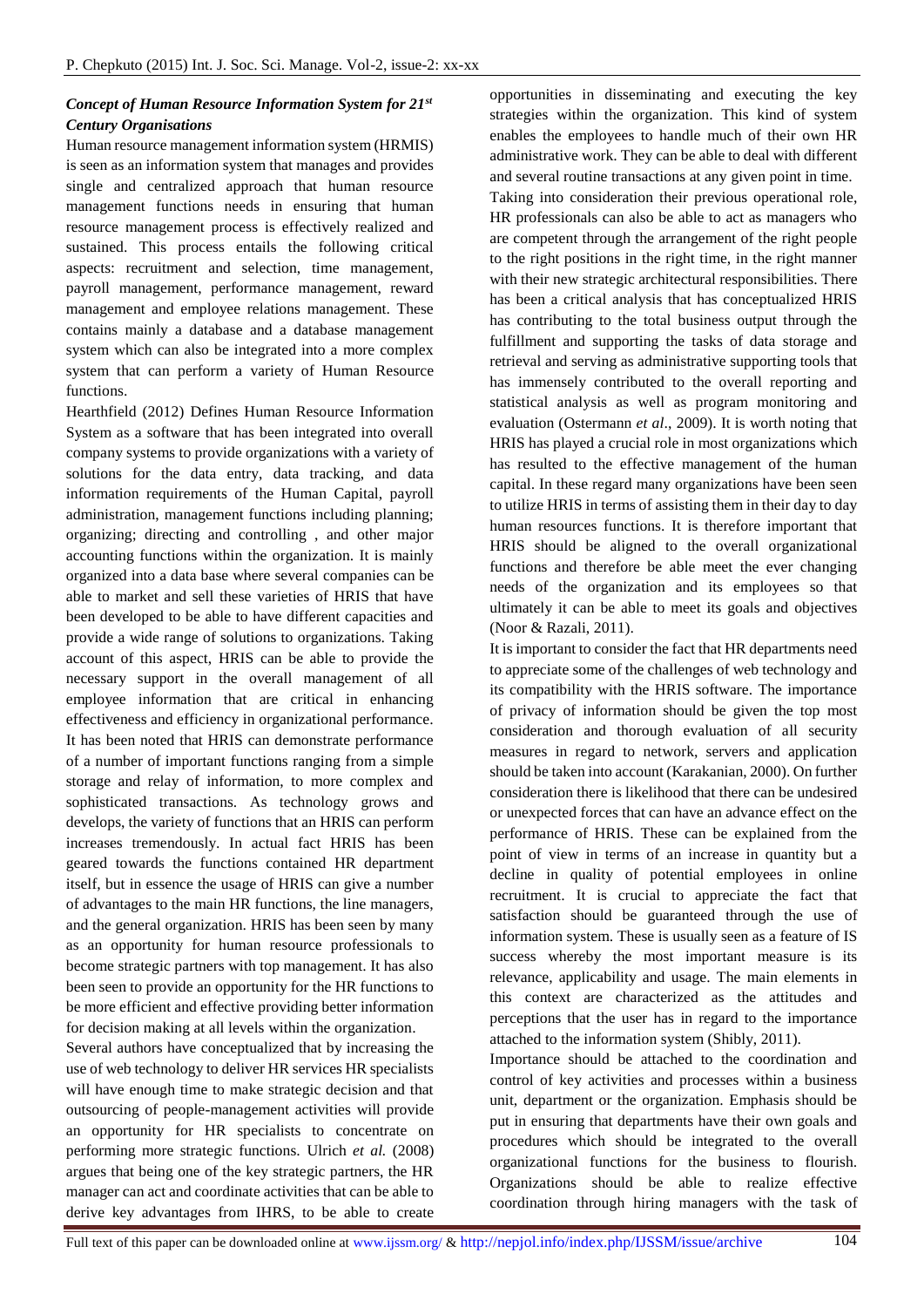### *Concept of Human Resource Information System for 21st Century Organisations*

Human resource management information system (HRMIS) is seen as an information system that manages and provides single and centralized approach that human resource management functions needs in ensuring that human resource management process is effectively realized and sustained. This process entails the following critical aspects: recruitment and selection, time management, payroll management, performance management, reward management and employee relations management. These contains mainly a database and a database management system which can also be integrated into a more complex system that can perform a variety of Human Resource functions.

Hearthfield (2012) Defines Human Resource Information System as a software that has been integrated into overall company systems to provide organizations with a variety of solutions for the data entry, data tracking, and data information requirements of the Human Capital, payroll administration, management functions including planning; organizing; directing and controlling , and other major accounting functions within the organization. It is mainly organized into a data base where several companies can be able to market and sell these varieties of HRIS that have been developed to be able to have different capacities and provide a wide range of solutions to organizations. Taking account of this aspect, HRIS can be able to provide the necessary support in the overall management of all employee information that are critical in enhancing effectiveness and efficiency in organizational performance. It has been noted that HRIS can demonstrate performance of a number of important functions ranging from a simple storage and relay of information, to more complex and sophisticated transactions. As technology grows and develops, the variety of functions that an HRIS can perform increases tremendously. In actual fact HRIS has been geared towards the functions contained HR department itself, but in essence the usage of HRIS can give a number of advantages to the main HR functions, the line managers, and the general organization. HRIS has been seen by many as an opportunity for human resource professionals to become strategic partners with top management. It has also been seen to provide an opportunity for the HR functions to be more efficient and effective providing better information for decision making at all levels within the organization.

Several authors have conceptualized that by increasing the use of web technology to deliver HR services HR specialists will have enough time to make strategic decision and that outsourcing of people-management activities will provide an opportunity for HR specialists to concentrate on performing more strategic functions. Ulrich *et al.* (2008) argues that being one of the key strategic partners, the HR manager can act and coordinate activities that can be able to derive key advantages from IHRS, to be able to create opportunities in disseminating and executing the key strategies within the organization. This kind of system enables the employees to handle much of their own HR administrative work. They can be able to deal with different and several routine transactions at any given point in time.

Taking into consideration their previous operational role, HR professionals can also be able to act as managers who are competent through the arrangement of the right people to the right positions in the right time, in the right manner with their new strategic architectural responsibilities. There has been a critical analysis that has conceptualized HRIS has contributing to the total business output through the fulfillment and supporting the tasks of data storage and retrieval and serving as administrative supporting tools that has immensely contributed to the overall reporting and statistical analysis as well as program monitoring and evaluation (Ostermann *et al*., 2009). It is worth noting that HRIS has played a crucial role in most organizations which has resulted to the effective management of the human capital. In these regard many organizations have been seen to utilize HRIS in terms of assisting them in their day to day human resources functions. It is therefore important that HRIS should be aligned to the overall organizational functions and therefore be able meet the ever changing needs of the organization and its employees so that ultimately it can be able to meet its goals and objectives (Noor & Razali, 2011).

It is important to consider the fact that HR departments need to appreciate some of the challenges of web technology and its compatibility with the HRIS software. The importance of privacy of information should be given the top most consideration and thorough evaluation of all security measures in regard to network, servers and application should be taken into account (Karakanian, 2000). On further consideration there is likelihood that there can be undesired or unexpected forces that can have an advance effect on the performance of HRIS. These can be explained from the point of view in terms of an increase in quantity but a decline in quality of potential employees in online recruitment. It is crucial to appreciate the fact that satisfaction should be guaranteed through the use of information system. These is usually seen as a feature of IS success whereby the most important measure is its relevance, applicability and usage. The main elements in this context are characterized as the attitudes and perceptions that the user has in regard to the importance attached to the information system (Shibly, 2011).

Importance should be attached to the coordination and control of key activities and processes within a business unit, department or the organization. Emphasis should be put in ensuring that departments have their own goals and procedures which should be integrated to the overall organizational functions for the business to flourish. Organizations should be able to realize effective coordination through hiring managers with the task of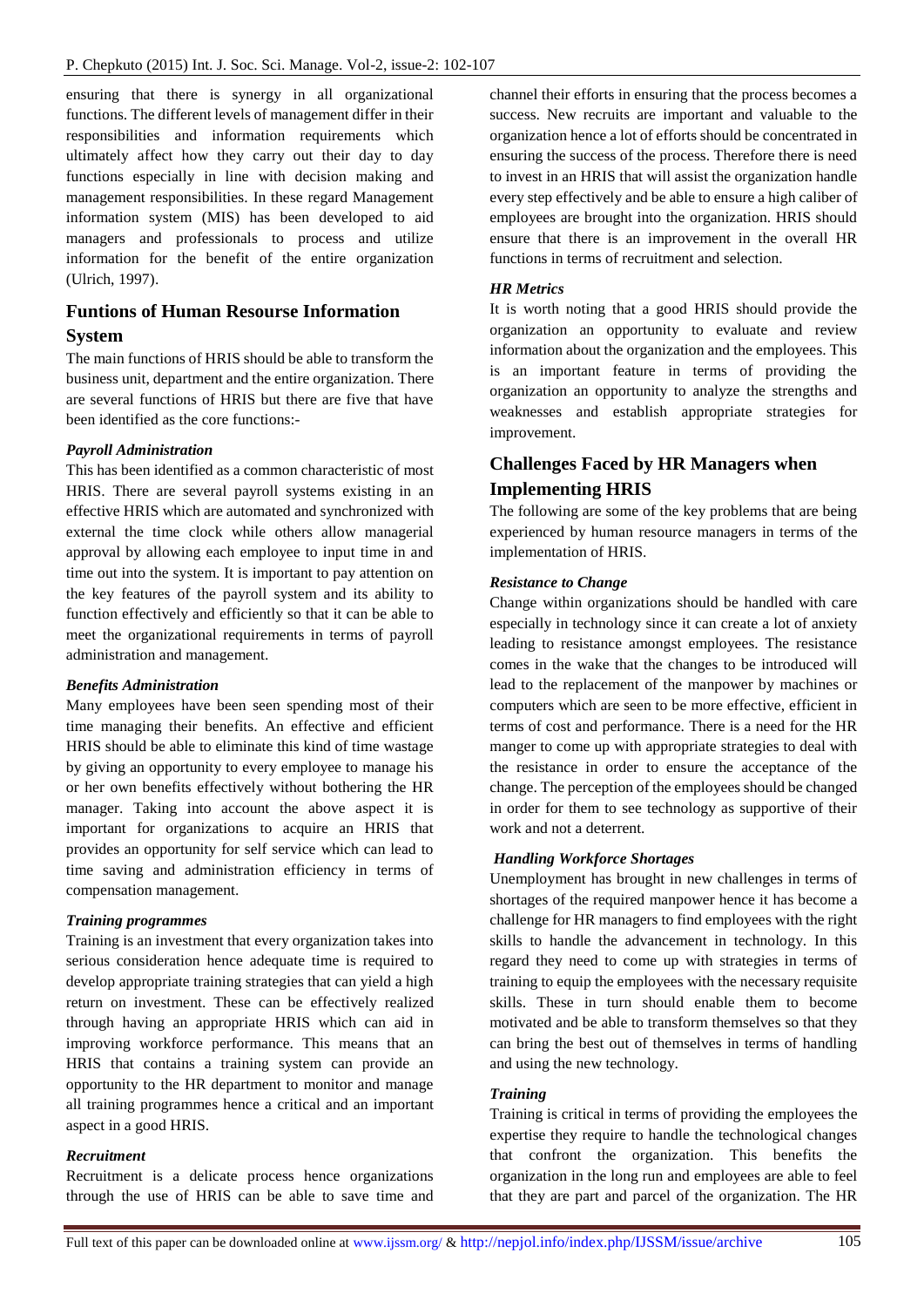ensuring that there is synergy in all organizational functions. The different levels of management differ in their responsibilities and information requirements which ultimately affect how they carry out their day to day functions especially in line with decision making and management responsibilities. In these regard Management information system (MIS) has been developed to aid managers and professionals to process and utilize information for the benefit of the entire organization (Ulrich, 1997).

## Funtions of Human Resourse Information System

The main functions of HRIS should be able to transform the business unit, department and the entire organization. There are several functions of HRIS but there are five that have been identified as the core functions:-

***Payroll Administration***

This has been identified as a common characteristic of most HRIS. There are several payroll systems existing in an effective HRIS which are automated and synchronized with external the time clock while others allow managerial approval by allowing each employee to input time in and time out into the system. It is important to pay attention on the key features of the payroll system and its ability to function effectively and efficiently so that it can be able to meet the organizational requirements in terms of payroll administration and management.

***Benefits Administration***

Many employees have been seen spending most of their time managing their benefits. An effective and efficient HRIS should be able to eliminate this kind of time wastage by giving an opportunity to every employee to manage his or her own benefits effectively without bothering the HR manager. Taking into account the above aspect it is important for organizations to acquire an HRIS that provides an opportunity for self service which can lead to time saving and administration efficiency in terms of compensation management.

***Training programmes***

Training is an investment that every organization takes into serious consideration hence adequate time is required to develop appropriate training strategies that can yield a high return on investment. These can be effectively realized through having an appropriate HRIS which can aid in improving workforce performance. This means that an HRIS that contains a training system can provide an opportunity to the HR department to monitor and manage all training programmes hence a critical and an important aspect in a good HRIS.

***Recruitment***

Recruitment is a delicate process hence organizations through the use of HRIS can be able to save time and channel their efforts in ensuring that the process becomes a success. New recruits are important and valuable to the organization hence a lot of efforts should be concentrated in ensuring the success of the process. Therefore there is need to invest in an HRIS that will assist the organization handle every step effectively and be able to ensure a high caliber of employees are brought into the organization. HRIS should ensure that there is an improvement in the overall HR functions in terms of recruitment and selection.

***HR Metrics***

It is worth noting that a good HRIS should provide the organization an opportunity to evaluate and review information about the organization and the employees. This is an important feature in terms of providing the organization an opportunity to analyze the strengths and weaknesses and establish appropriate strategies for improvement.

## Challenges Faced by HR Managers when Implementing HRIS

The following are some of the key problems that are being experienced by human resource managers in terms of the implementation of HRIS.

***Resistance to Change***

Change within organizations should be handled with care especially in technology since it can create a lot of anxiety leading to resistance amongst employees. The resistance comes in the wake that the changes to be introduced will lead to the replacement of the manpower by machines or computers which are seen to be more effective, efficient in terms of cost and performance. There is a need for the HR manger to come up with appropriate strategies to deal with the resistance in order to ensure the acceptance of the change. The perception of the employees should be changed in order for them to see technology as supportive of their work and not a deterrent.

***Handling Workforce Shortages***

Unemployment has brought in new challenges in terms of shortages of the required manpower hence it has become a challenge for HR managers to find employees with the right skills to handle the advancement in technology. In this regard they need to come up with strategies in terms of training to equip the employees with the necessary requisite skills. These in turn should enable them to become motivated and be able to transform themselves so that they can bring the best out of themselves in terms of handling and using the new technology.

***Training***

Training is critical in terms of providing the employees the expertise they require to handle the technological changes that confront the organization. This benefits the organization in the long run and employees are able to feel that they are part and parcel of the organization. The HR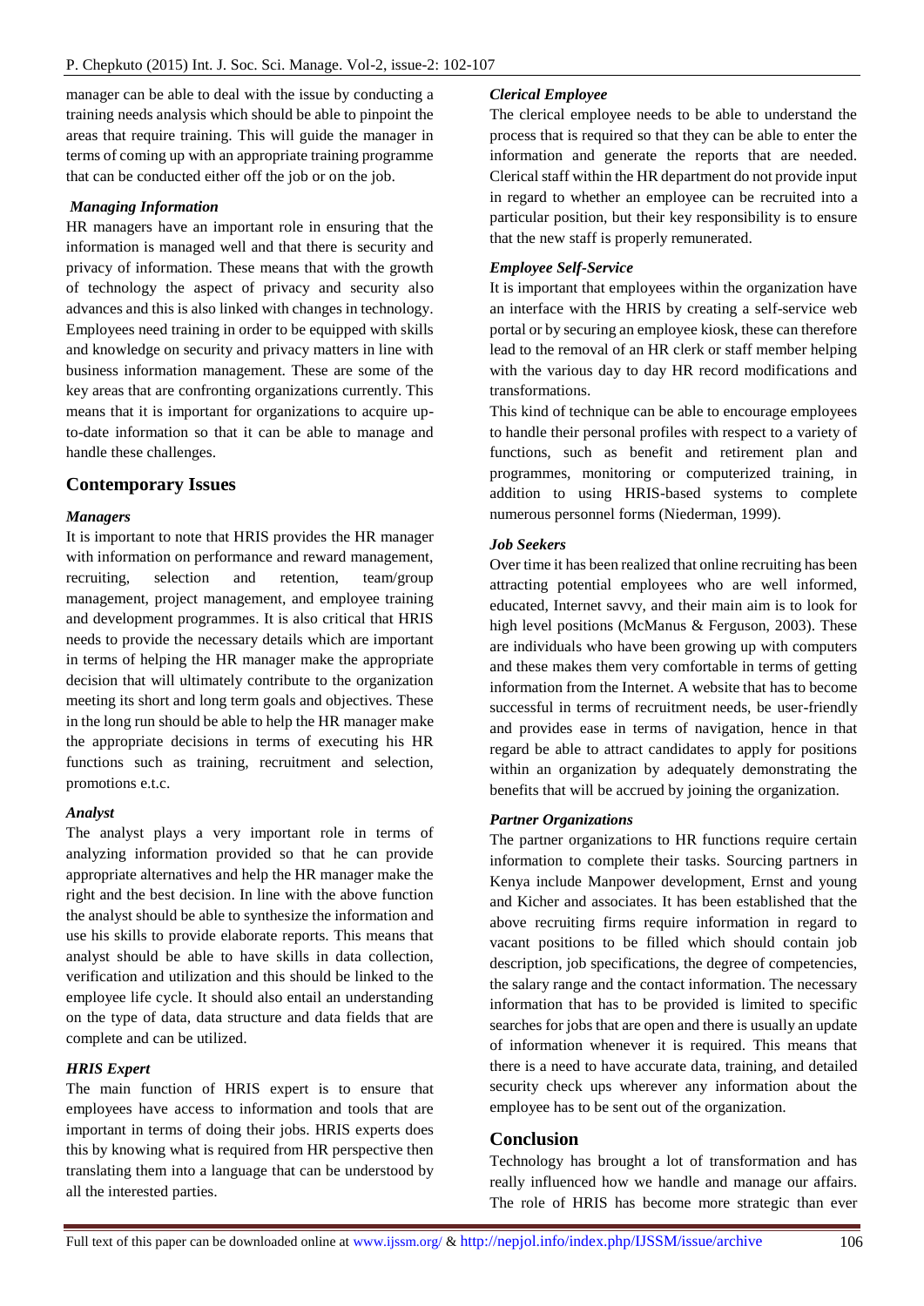manager can be able to deal with the issue by conducting a training needs analysis which should be able to pinpoint the areas that require training. This will guide the manager in terms of coming up with an appropriate training programme that can be conducted either off the job or on the job.

***Managing Information***

HR managers have an important role in ensuring that the information is managed well and that there is security and privacy of information. These means that with the growth of technology the aspect of privacy and security also advances and this is also linked with changes in technology. Employees need training in order to be equipped with skills and knowledge on security and privacy matters in line with business information management. These are some of the key areas that are confronting organizations currently. This means that it is important for organizations to acquire up-to-date information so that it can be able to manage and handle these challenges.

## Contemporary Issues

***Managers***

It is important to note that HRIS provides the HR manager with information on performance and reward management, recruiting, selection and retention, team/group management, project management, and employee training and development programmes. It is also critical that HRIS needs to provide the necessary details which are important in terms of helping the HR manager make the appropriate decision that will ultimately contribute to the organization meeting its short and long term goals and objectives. These in the long run should be able to help the HR manager make the appropriate decisions in terms of executing his HR functions such as training, recruitment and selection, promotions e.t.c.

***Analyst***

The analyst plays a very important role in terms of analyzing information provided so that he can provide appropriate alternatives and help the HR manager make the right and the best decision. In line with the above function the analyst should be able to synthesize the information and use his skills to provide elaborate reports. This means that analyst should be able to have skills in data collection, verification and utilization and this should be linked to the employee life cycle. It should also entail an understanding on the type of data, data structure and data fields that are complete and can be utilized.

***HRIS Expert***

The main function of HRIS expert is to ensure that employees have access to information and tools that are important in terms of doing their jobs. HRIS experts does this by knowing what is required from HR perspective then translating them into a language that can be understood by all the interested parties.

***Clerical Employee***

The clerical employee needs to be able to understand the process that is required so that they can be able to enter the information and generate the reports that are needed. Clerical staff within the HR department do not provide input in regard to whether an employee can be recruited into a particular position, but their key responsibility is to ensure that the new staff is properly remunerated.

***Employee Self-Service***

It is important that employees within the organization have an interface with the HRIS by creating a self-service web portal or by securing an employee kiosk, these can therefore lead to the removal of an HR clerk or staff member helping with the various day to day HR record modifications and transformations.

This kind of technique can be able to encourage employees to handle their personal profiles with respect to a variety of functions, such as benefit and retirement plan and programmes, monitoring or computerized training, in addition to using HRIS-based systems to complete numerous personnel forms (Niederman, 1999).

***Job Seekers***

Over time it has been realized that online recruiting has been attracting potential employees who are well informed, educated, Internet savvy, and their main aim is to look for high level positions (McManus & Ferguson, 2003). These are individuals who have been growing up with computers and these makes them very comfortable in terms of getting information from the Internet. A website that has to become successful in terms of recruitment needs, be user-friendly and provides ease in terms of navigation, hence in that regard be able to attract candidates to apply for positions within an organization by adequately demonstrating the benefits that will be accrued by joining the organization.

***Partner Organizations***

The partner organizations to HR functions require certain information to complete their tasks. Sourcing partners in Kenya include Manpower development, Ernst and young and Kicher and associates. It has been established that the above recruiting firms require information in regard to vacant positions to be filled which should contain job description, job specifications, the degree of competencies, the salary range and the contact information. The necessary information that has to be provided is limited to specific searches for jobs that are open and there is usually an update of information whenever it is required. This means that there is a need to have accurate data, training, and detailed security check ups wherever any information about the employee has to be sent out of the organization.

## Conclusion

Technology has brought a lot of transformation and has really influenced how we handle and manage our affairs. The role of HRIS has become more strategic than ever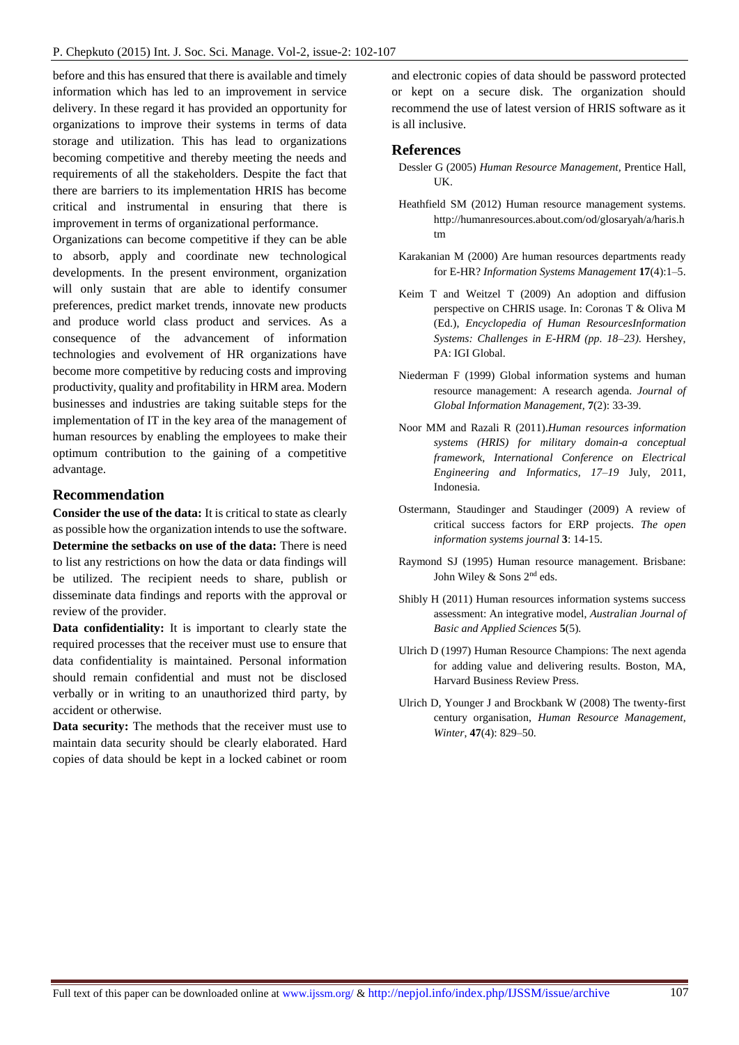before and this has ensured that there is available and timely information which has led to an improvement in service delivery. In these regard it has provided an opportunity for organizations to improve their systems in terms of data storage and utilization. This has lead to organizations becoming competitive and thereby meeting the needs and requirements of all the stakeholders. Despite the fact that there are barriers to its implementation HRIS has become critical and instrumental in ensuring that there is improvement in terms of organizational performance.

Organizations can become competitive if they can be able to absorb, apply and coordinate new technological developments. In the present environment, organization will only sustain that are able to identify consumer preferences, predict market trends, innovate new products and produce world class product and services. As a consequence of the advancement of information technologies and evolvement of HR organizations have become more competitive by reducing costs and improving productivity, quality and profitability in HRM area. Modern businesses and industries are taking suitable steps for the implementation of IT in the key area of the management of human resources by enabling the employees to make their optimum contribution to the gaining of a competitive advantage.

## Recommendation

**Consider the use of the data:** It is critical to state as clearly as possible how the organization intends to use the software.

**Determine the setbacks on use of the data:** There is need to list any restrictions on how the data or data findings will be utilized. The recipient needs to share, publish or disseminate data findings and reports with the approval or review of the provider.

**Data confidentiality:** It is important to clearly state the required processes that the receiver must use to ensure that data confidentiality is maintained. Personal information should remain confidential and must not be disclosed verbally or in writing to an unauthorized third party, by accident or otherwise.

**Data security:** The methods that the receiver must use to maintain data security should be clearly elaborated. Hard copies of data should be kept in a locked cabinet or room and electronic copies of data should be password protected or kept on a secure disk. The organization should recommend the use of latest version of HRIS software as it is all inclusive.

## References

Dessler G (2005) *Human Resource Management*, Prentice Hall, UK.

Heathfield SM (2012) Human resource management systems. http://humanresources.about.com/od/glosaryah/a/haris.htm

Karakanian M (2000) Are human resources departments ready for E-HR? *Information Systems Management* **17**(4):1–5.

Keim T and Weitzel T (2009) An adoption and diffusion perspective on CHRIS usage. In: Coronas T & Oliva M (Ed.), *Encyclopedia of Human ResourcesInformation Systems: Challenges in E-HRM (pp. 18–23)*. Hershey, PA: IGI Global.

Niederman F (1999) Global information systems and human resource management: A research agenda. *Journal of Global Information Management*, **7**(2): 33-39.

Noor MM and Razali R (2011).*Human resources information systems (HRIS) for military domain-a conceptual framework, International Conference on Electrical Engineering and Informatics, 17–19* July, 2011, Indonesia.

Ostermann, Staudinger and Staudinger (2009) A review of critical success factors for ERP projects. *The open information systems journal* **3**: 14-15.

Raymond SJ (1995) Human resource management. Brisbane: John Wiley & Sons 2nd eds.

Shibly H (2011) Human resources information systems success assessment: An integrative model, *Australian Journal of Basic and Applied Sciences* **5**(5).

Ulrich D (1997) Human Resource Champions: The next agenda for adding value and delivering results. Boston, MA, Harvard Business Review Press.

Ulrich D, Younger J and Brockbank W (2008) The twenty-first century organisation, *Human Resource Management, Winter*, **47**(4): 829–50.